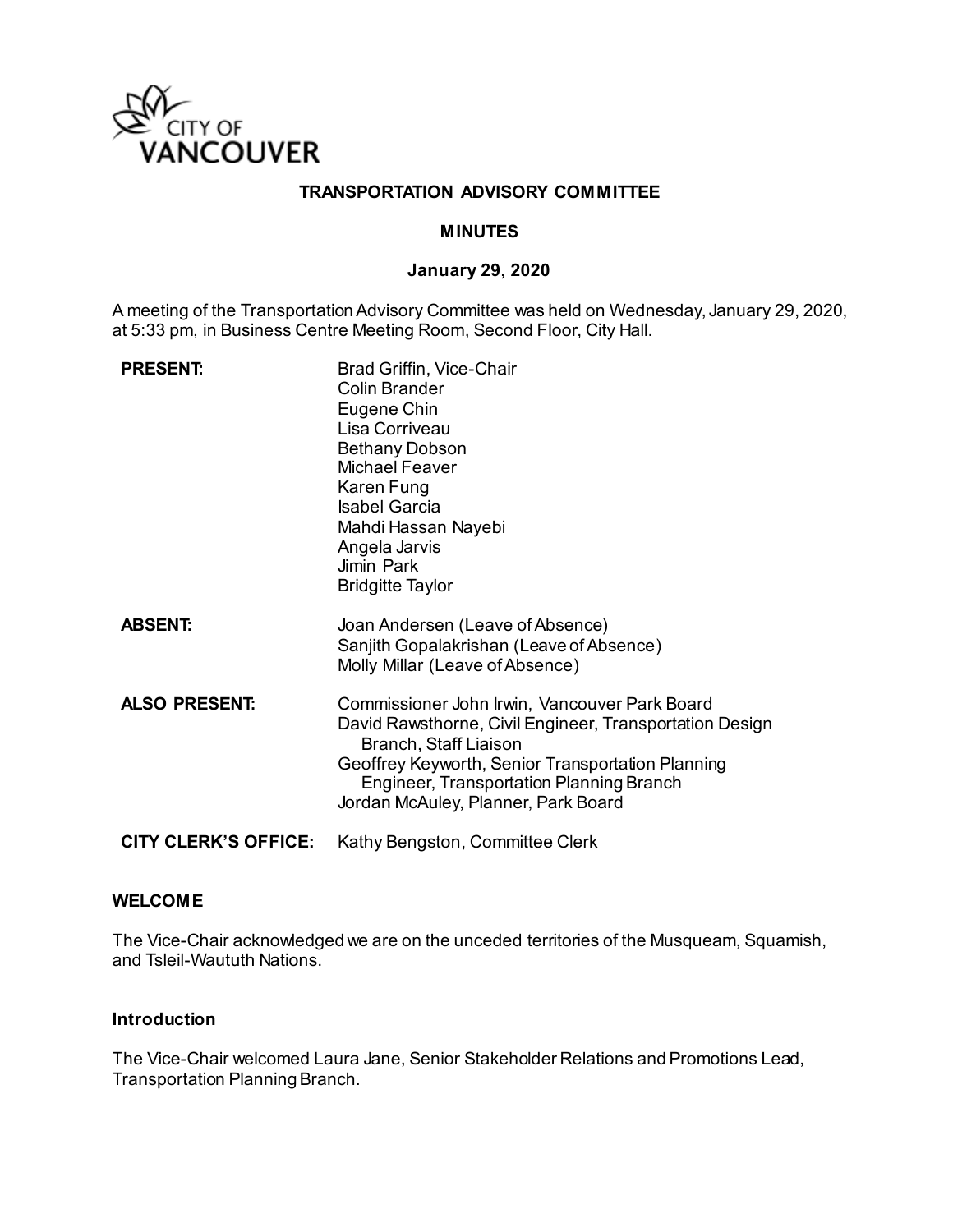CITY OF VANCOUVER

**TRANSPORTATION ADVISORY COMMITTEE**

**MINUTES**

**January 29, 2020**

A meeting of the Transportation Advisory Committee was held on Wednesday, January 29, 2020, at 5:33 pm, in Business Centre Meeting Room, Second Floor, City Hall.

| | |
|---|---|
| **PRESENT:** | Brad Griffin, Vice-Chair<br>Colin Brander<br>Eugene Chin<br>Lisa Corriveau<br>Bethany Dobson<br>Michael Feaver<br>Karen Fung<br>Isabel Garcia<br>Mahdi Hassan Nayebi<br>Angela Jarvis<br>Jimin Park<br>Bridgitte Taylor |
| **ABSENT:** | Joan Andersen (Leave of Absence)<br>Sanjith Gopalakrishan (Leave of Absence)<br>Molly Millar (Leave of Absence) |
| **ALSO PRESENT:** | Commissioner John Irwin, Vancouver Park Board<br>David Rawsthorne, Civil Engineer, Transportation Design Branch, Staff Liaison<br>Geoffrey Keyworth, Senior Transportation Planning Engineer, Transportation Planning Branch<br>Jordan McAuley, Planner, Park Board |
| **CITY CLERK'S OFFICE:** | Kathy Bengston, Committee Clerk |

## WELCOME

The Vice-Chair acknowledged we are on the unceded territories of the Musqueam, Squamish, and Tsleil-Waututh Nations.

### Introduction

The Vice-Chair welcomed Laura Jane, Senior Stakeholder Relations and Promotions Lead, Transportation Planning Branch.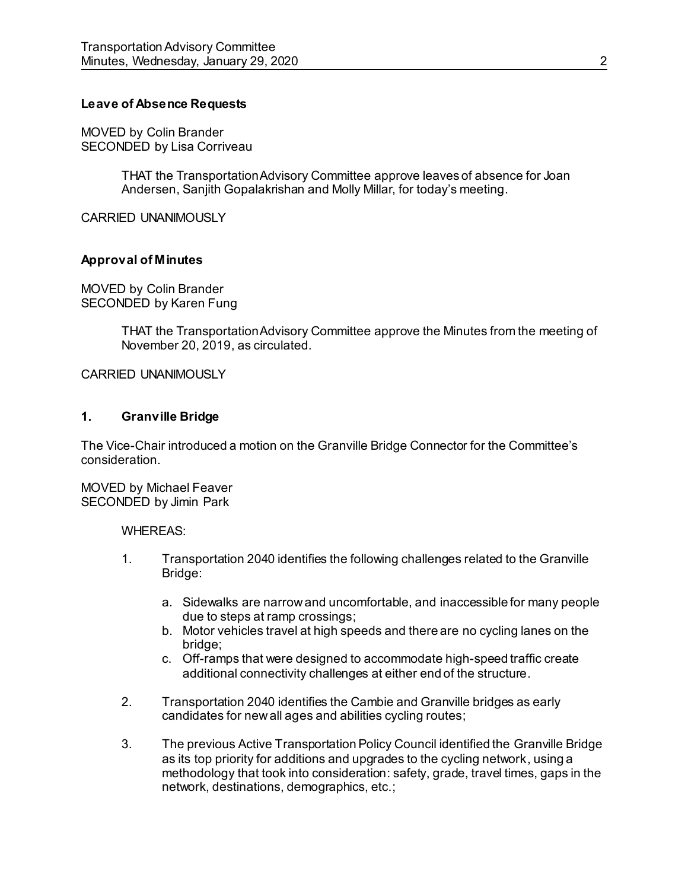**Leave of Absence Requests**

MOVED by Colin Brander
SECONDED by Lisa Corriveau

> THAT the Transportation Advisory Committee approve leaves of absence for Joan Andersen, Sanjith Gopalakrishan and Molly Millar, for today's meeting.

CARRIED UNANIMOUSLY

**Approval of Minutes**

MOVED by Colin Brander
SECONDED by Karen Fung

> THAT the Transportation Advisory Committee approve the Minutes from the meeting of November 20, 2019, as circulated.

CARRIED UNANIMOUSLY

**1. Granville Bridge**

The Vice-Chair introduced a motion on the Granville Bridge Connector for the Committee's consideration.

MOVED by Michael Feaver
SECONDED by Jimin Park

WHEREAS:

1. Transportation 2040 identifies the following challenges related to the Granville Bridge:
    a. Sidewalks are narrow and uncomfortable, and inaccessible for many people due to steps at ramp crossings;
    b. Motor vehicles travel at high speeds and there are no cycling lanes on the bridge;
    c. Off-ramps that were designed to accommodate high-speed traffic create additional connectivity challenges at either end of the structure.

2. Transportation 2040 identifies the Cambie and Granville bridges as early candidates for new all ages and abilities cycling routes;

3. The previous Active Transportation Policy Council identified the Granville Bridge as its top priority for additions and upgrades to the cycling network, using a methodology that took into consideration: safety, grade, travel times, gaps in the network, destinations, demographics, etc.;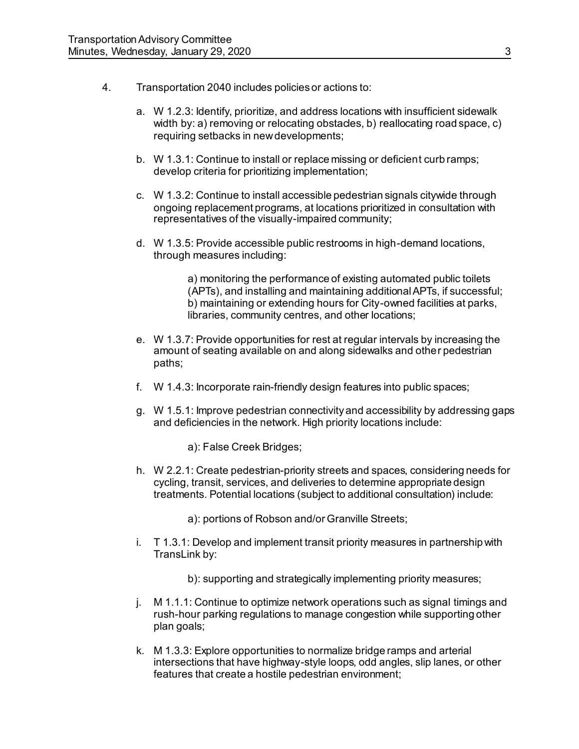4. Transportation 2040 includes policies or actions to:

   a. W 1.2.3: Identify, prioritize, and address locations with insufficient sidewalk width by: a) removing or relocating obstacles, b) reallocating road space, c) requiring setbacks in new developments;

   b. W 1.3.1: Continue to install or replace missing or deficient curb ramps; develop criteria for prioritizing implementation;

   c. W 1.3.2: Continue to install accessible pedestrian signals citywide through ongoing replacement programs, at locations prioritized in consultation with representatives of the visually-impaired community;

   d. W 1.3.5: Provide accessible public restrooms in high-demand locations, through measures including:

      a) monitoring the performance of existing automated public toilets (APTs), and installing and maintaining additional APTs, if successful;
      b) maintaining or extending hours for City-owned facilities at parks, libraries, community centres, and other locations;

   e. W 1.3.7: Provide opportunities for rest at regular intervals by increasing the amount of seating available on and along sidewalks and other pedestrian paths;

   f. W 1.4.3: Incorporate rain-friendly design features into public spaces;

   g. W 1.5.1: Improve pedestrian connectivity and accessibility by addressing gaps and deficiencies in the network. High priority locations include:

      a): False Creek Bridges;

   h. W 2.2.1: Create pedestrian-priority streets and spaces, considering needs for cycling, transit, services, and deliveries to determine appropriate design treatments. Potential locations (subject to additional consultation) include:

      a): portions of Robson and/or Granville Streets;

   i. T 1.3.1: Develop and implement transit priority measures in partnership with TransLink by:

      b): supporting and strategically implementing priority measures;

   j. M 1.1.1: Continue to optimize network operations such as signal timings and rush-hour parking regulations to manage congestion while supporting other plan goals;

   k. M 1.3.3: Explore opportunities to normalize bridge ramps and arterial intersections that have highway-style loops, odd angles, slip lanes, or other features that create a hostile pedestrian environment;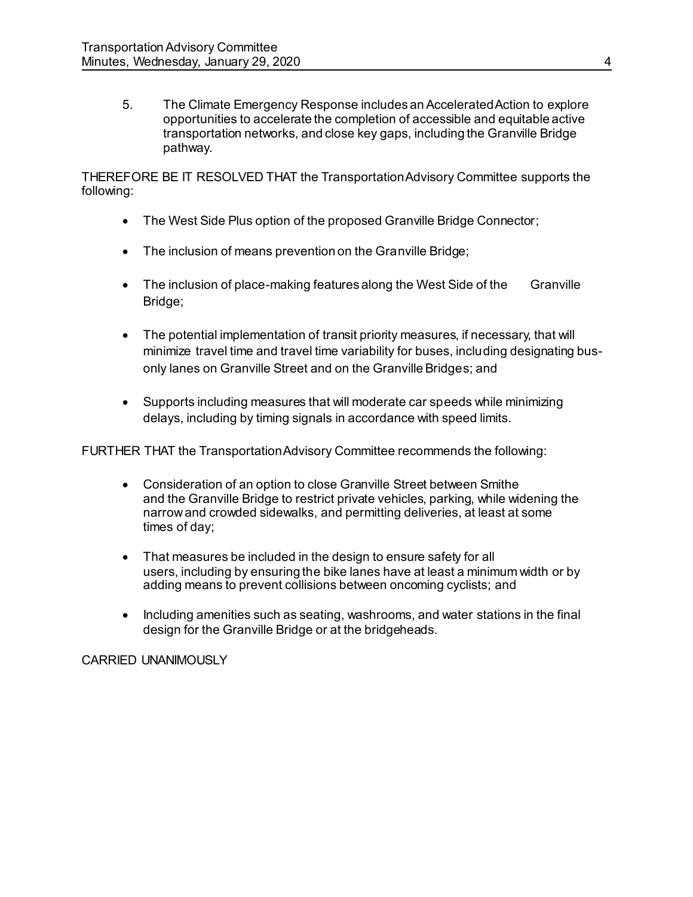5. The Climate Emergency Response includes an Accelerated Action to explore opportunities to accelerate the completion of accessible and equitable active transportation networks, and close key gaps, including the Granville Bridge pathway.

THEREFORE BE IT RESOLVED THAT the Transportation Advisory Committee supports the following:

- The West Side Plus option of the proposed Granville Bridge Connector;
- The inclusion of means prevention on the Granville Bridge;
- The inclusion of place-making features along the West Side of the Granville Bridge;
- The potential implementation of transit priority measures, if necessary, that will minimize travel time and travel time variability for buses, including designating bus-only lanes on Granville Street and on the Granville Bridges; and
- Supports including measures that will moderate car speeds while minimizing delays, including by timing signals in accordance with speed limits.

FURTHER THAT the Transportation Advisory Committee recommends the following:

- Consideration of an option to close Granville Street between Smithe and the Granville Bridge to restrict private vehicles, parking, while widening the narrow and crowded sidewalks, and permitting deliveries, at least at some times of day;
- That measures be included in the design to ensure safety for all users, including by ensuring the bike lanes have at least a minimum width or by adding means to prevent collisions between oncoming cyclists; and
- Including amenities such as seating, washrooms, and water stations in the final design for the Granville Bridge or at the bridgeheads.

CARRIED UNANIMOUSLY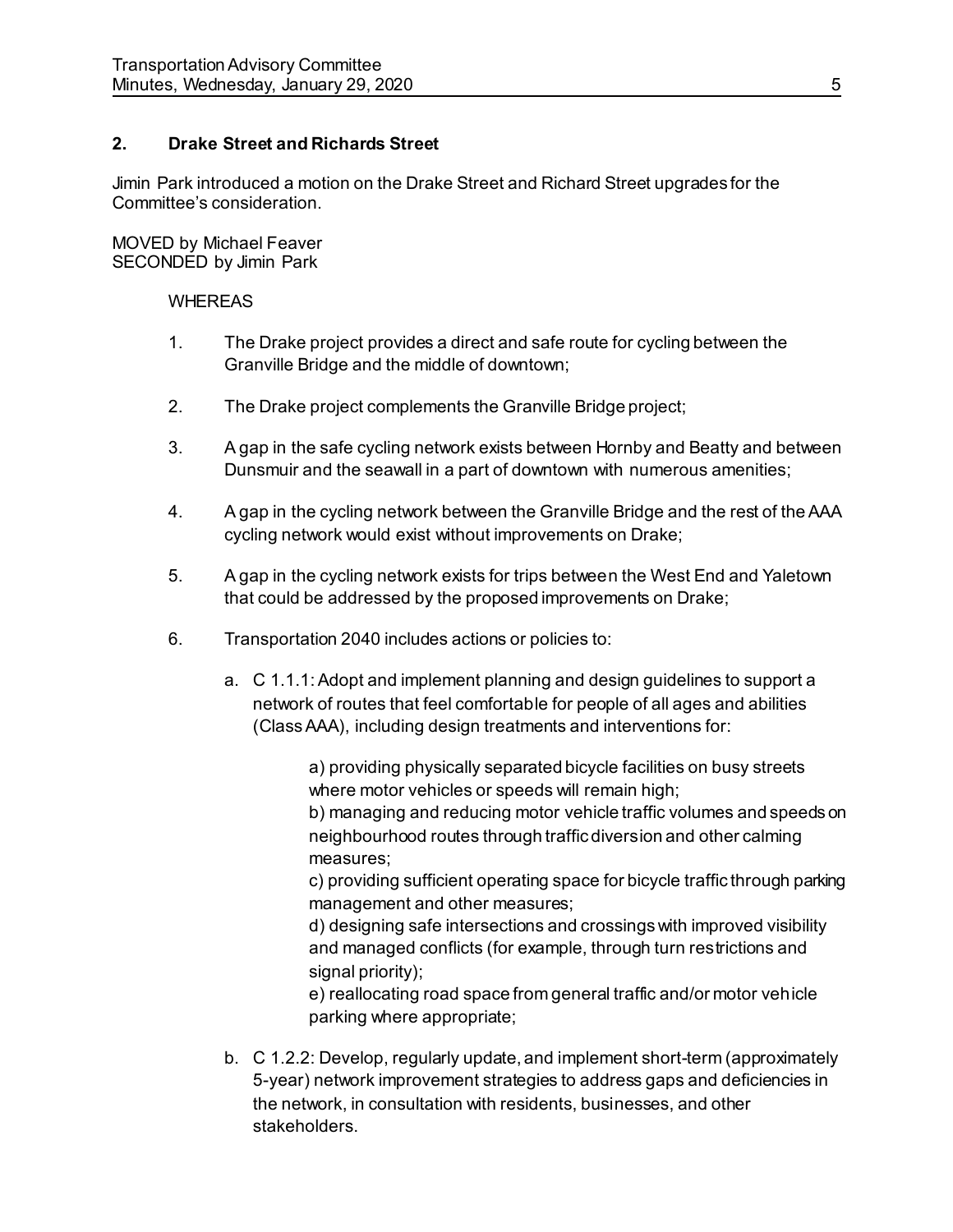## 2. Drake Street and Richards Street

Jimin Park introduced a motion on the Drake Street and Richard Street upgrades for the Committee's consideration.

MOVED by Michael Feaver
SECONDED by Jimin Park

WHEREAS

1. The Drake project provides a direct and safe route for cycling between the Granville Bridge and the middle of downtown;

2. The Drake project complements the Granville Bridge project;

3. A gap in the safe cycling network exists between Hornby and Beatty and between Dunsmuir and the seawall in a part of downtown with numerous amenities;

4. A gap in the cycling network between the Granville Bridge and the rest of the AAA cycling network would exist without improvements on Drake;

5. A gap in the cycling network exists for trips between the West End and Yaletown that could be addressed by the proposed improvements on Drake;

6. Transportation 2040 includes actions or policies to:

   a. C 1.1.1: Adopt and implement planning and design guidelines to support a network of routes that feel comfortable for people of all ages and abilities (Class AAA), including design treatments and interventions for:

      a) providing physically separated bicycle facilities on busy streets where motor vehicles or speeds will remain high;
      b) managing and reducing motor vehicle traffic volumes and speeds on neighbourhood routes through traffic diversion and other calming measures;
      c) providing sufficient operating space for bicycle traffic through parking management and other measures;
      d) designing safe intersections and crossings with improved visibility and managed conflicts (for example, through turn restrictions and signal priority);
      e) reallocating road space from general traffic and/or motor vehicle parking where appropriate;

   b. C 1.2.2: Develop, regularly update, and implement short-term (approximately 5-year) network improvement strategies to address gaps and deficiencies in the network, in consultation with residents, businesses, and other stakeholders.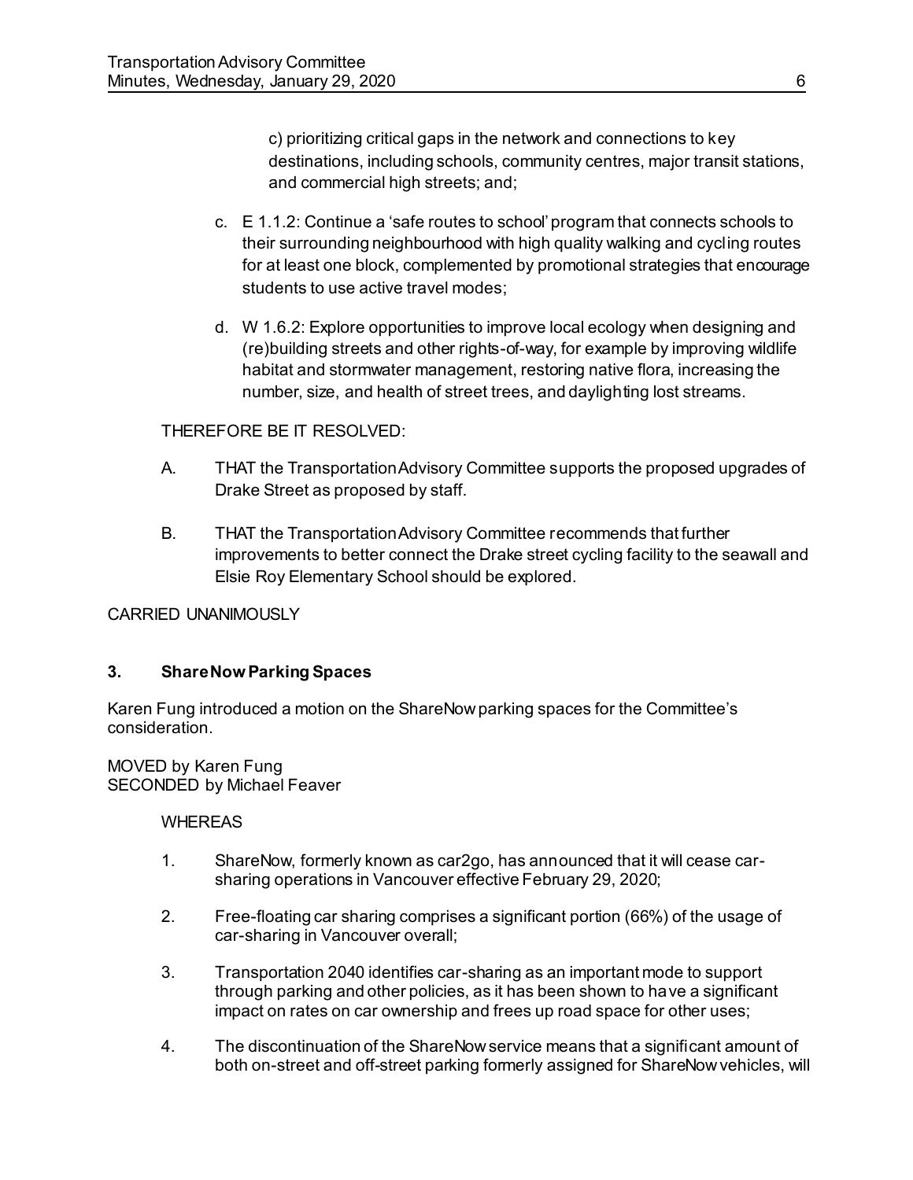c) prioritizing critical gaps in the network and connections to key destinations, including schools, community centres, major transit stations, and commercial high streets; and;

c. E 1.1.2: Continue a 'safe routes to school' program that connects schools to their surrounding neighbourhood with high quality walking and cycling routes for at least one block, complemented by promotional strategies that encourage students to use active travel modes;

d. W 1.6.2: Explore opportunities to improve local ecology when designing and (re)building streets and other rights-of-way, for example by improving wildlife habitat and stormwater management, restoring native flora, increasing the number, size, and health of street trees, and daylighting lost streams.

THEREFORE BE IT RESOLVED:

A. THAT the Transportation Advisory Committee supports the proposed upgrades of Drake Street as proposed by staff.

B. THAT the Transportation Advisory Committee recommends that further improvements to better connect the Drake street cycling facility to the seawall and Elsie Roy Elementary School should be explored.

CARRIED UNANIMOUSLY

### 3. ShareNow Parking Spaces

Karen Fung introduced a motion on the ShareNow parking spaces for the Committee's consideration.

MOVED by Karen Fung
SECONDED by Michael Feaver

WHEREAS

1. ShareNow, formerly known as car2go, has announced that it will cease car-sharing operations in Vancouver effective February 29, 2020;

2. Free-floating car sharing comprises a significant portion (66%) of the usage of car-sharing in Vancouver overall;

3. Transportation 2040 identifies car-sharing as an important mode to support through parking and other policies, as it has been shown to have a significant impact on rates on car ownership and frees up road space for other uses;

4. The discontinuation of the ShareNow service means that a significant amount of both on-street and off-street parking formerly assigned for ShareNow vehicles, will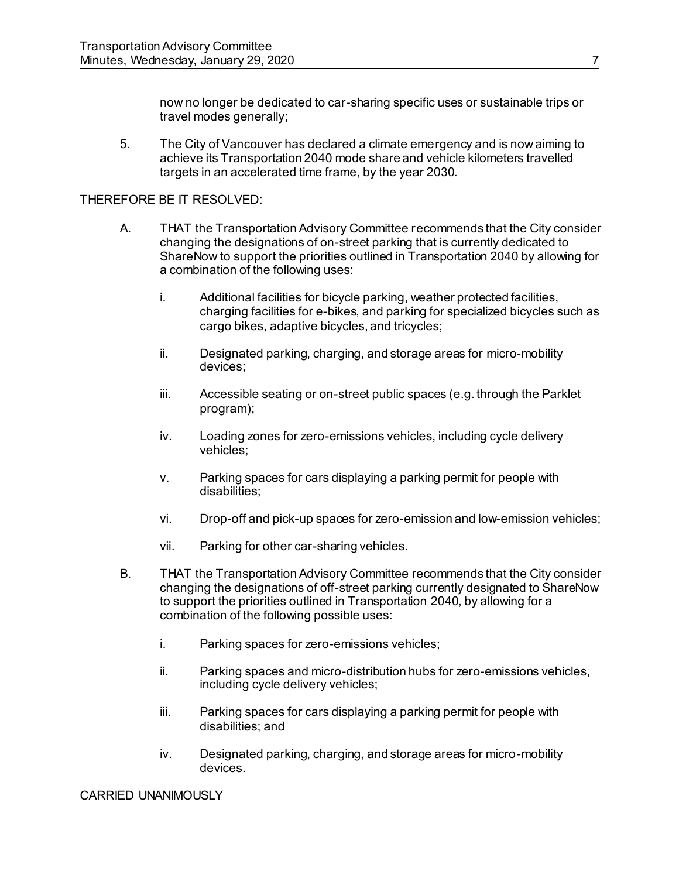now no longer be dedicated to car-sharing specific uses or sustainable trips or travel modes generally;

5. The City of Vancouver has declared a climate emergency and is now aiming to achieve its Transportation 2040 mode share and vehicle kilometers travelled targets in an accelerated time frame, by the year 2030.

THEREFORE BE IT RESOLVED:

A. THAT the Transportation Advisory Committee recommends that the City consider changing the designations of on-street parking that is currently dedicated to ShareNow to support the priorities outlined in Transportation 2040 by allowing for a combination of the following uses:

   i. Additional facilities for bicycle parking, weather protected facilities, charging facilities for e-bikes, and parking for specialized bicycles such as cargo bikes, adaptive bicycles, and tricycles;

   ii. Designated parking, charging, and storage areas for micro-mobility devices;

   iii. Accessible seating or on-street public spaces (e.g. through the Parklet program);

   iv. Loading zones for zero-emissions vehicles, including cycle delivery vehicles;

   v. Parking spaces for cars displaying a parking permit for people with disabilities;

   vi. Drop-off and pick-up spaces for zero-emission and low-emission vehicles;

   vii. Parking for other car-sharing vehicles.

B. THAT the Transportation Advisory Committee recommends that the City consider changing the designations of off-street parking currently designated to ShareNow to support the priorities outlined in Transportation 2040, by allowing for a combination of the following possible uses:

   i. Parking spaces for zero-emissions vehicles;

   ii. Parking spaces and micro-distribution hubs for zero-emissions vehicles, including cycle delivery vehicles;

   iii. Parking spaces for cars displaying a parking permit for people with disabilities; and

   iv. Designated parking, charging, and storage areas for micro-mobility devices.

CARRIED UNANIMOUSLY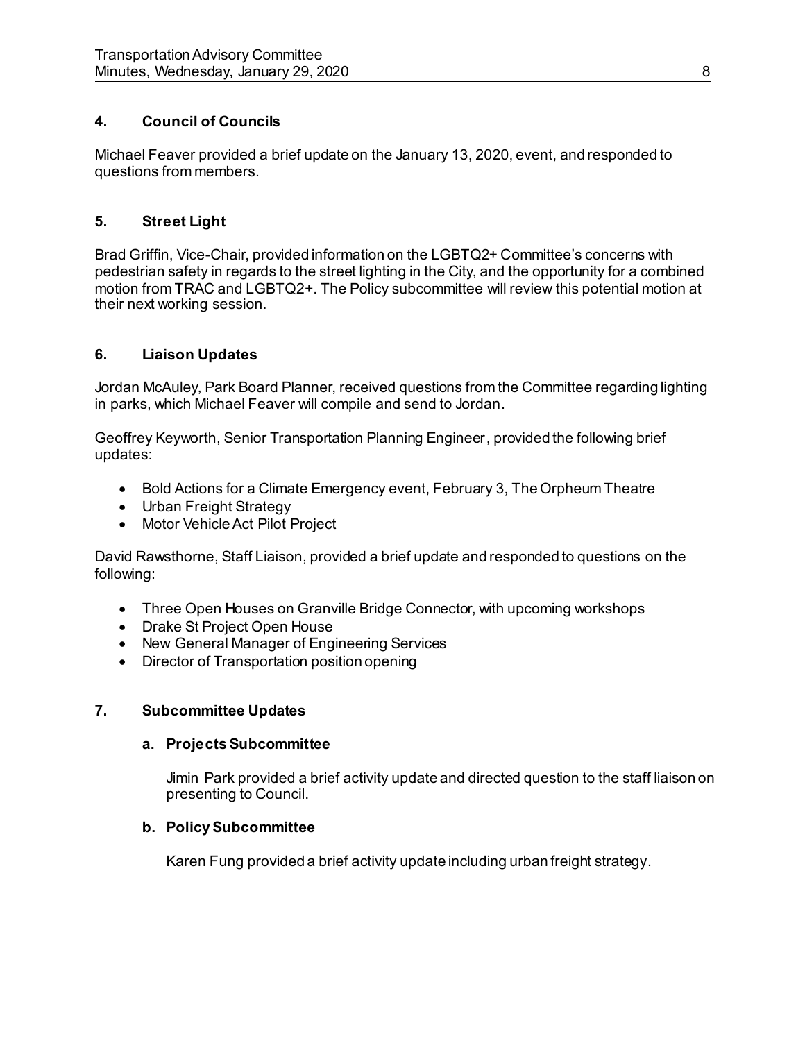### 4. Council of Councils

Michael Feaver provided a brief update on the January 13, 2020, event, and responded to questions from members.

### 5. Street Light

Brad Griffin, Vice-Chair, provided information on the LGBTQ2+ Committee's concerns with pedestrian safety in regards to the street lighting in the City, and the opportunity for a combined motion from TRAC and LGBTQ2+. The Policy subcommittee will review this potential motion at their next working session.

### 6. Liaison Updates

Jordan McAuley, Park Board Planner, received questions from the Committee regarding lighting in parks, which Michael Feaver will compile and send to Jordan.

Geoffrey Keyworth, Senior Transportation Planning Engineer, provided the following brief updates:

- Bold Actions for a Climate Emergency event, February 3, The Orpheum Theatre
- Urban Freight Strategy
- Motor Vehicle Act Pilot Project

David Rawsthorne, Staff Liaison, provided a brief update and responded to questions on the following:

- Three Open Houses on Granville Bridge Connector, with upcoming workshops
- Drake St Project Open House
- New General Manager of Engineering Services
- Director of Transportation position opening

### 7. Subcommittee Updates

#### a. Projects Subcommittee

Jimin Park provided a brief activity update and directed question to the staff liaison on presenting to Council.

#### b. Policy Subcommittee

Karen Fung provided a brief activity update including urban freight strategy.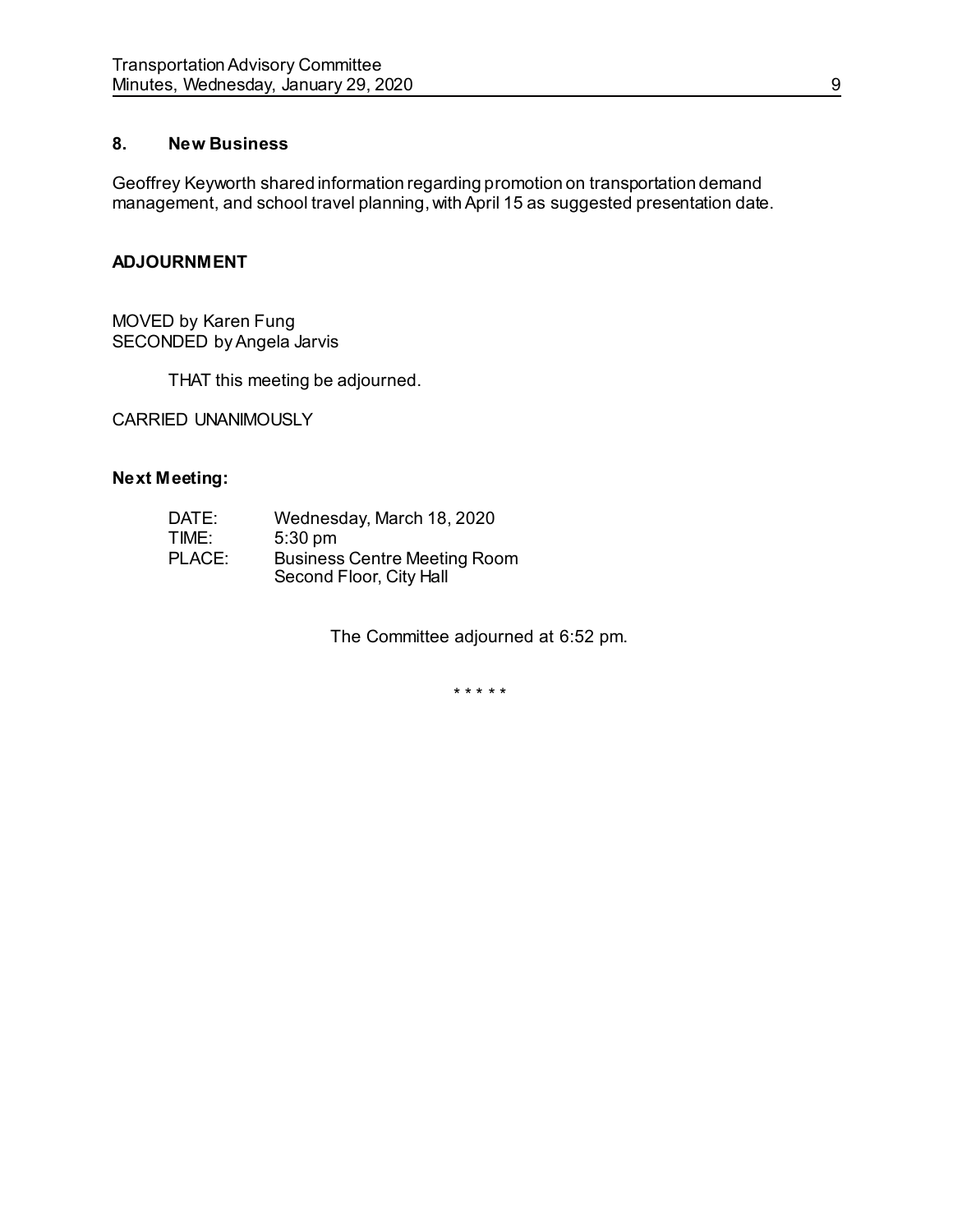## 8. New Business

Geoffrey Keyworth shared information regarding promotion on transportation demand management, and school travel planning, with April 15 as suggested presentation date.

## ADJOURNMENT

MOVED by Karen Fung
SECONDED by Angela Jarvis

THAT this meeting be adjourned.

CARRIED UNANIMOUSLY

**Next Meeting:**

| | |
|---|---|
| DATE: | Wednesday, March 18, 2020 |
| TIME: | 5:30 pm |
| PLACE: | Business Centre Meeting Room<br>Second Floor, City Hall |

The Committee adjourned at 6:52 pm.

* * * * *